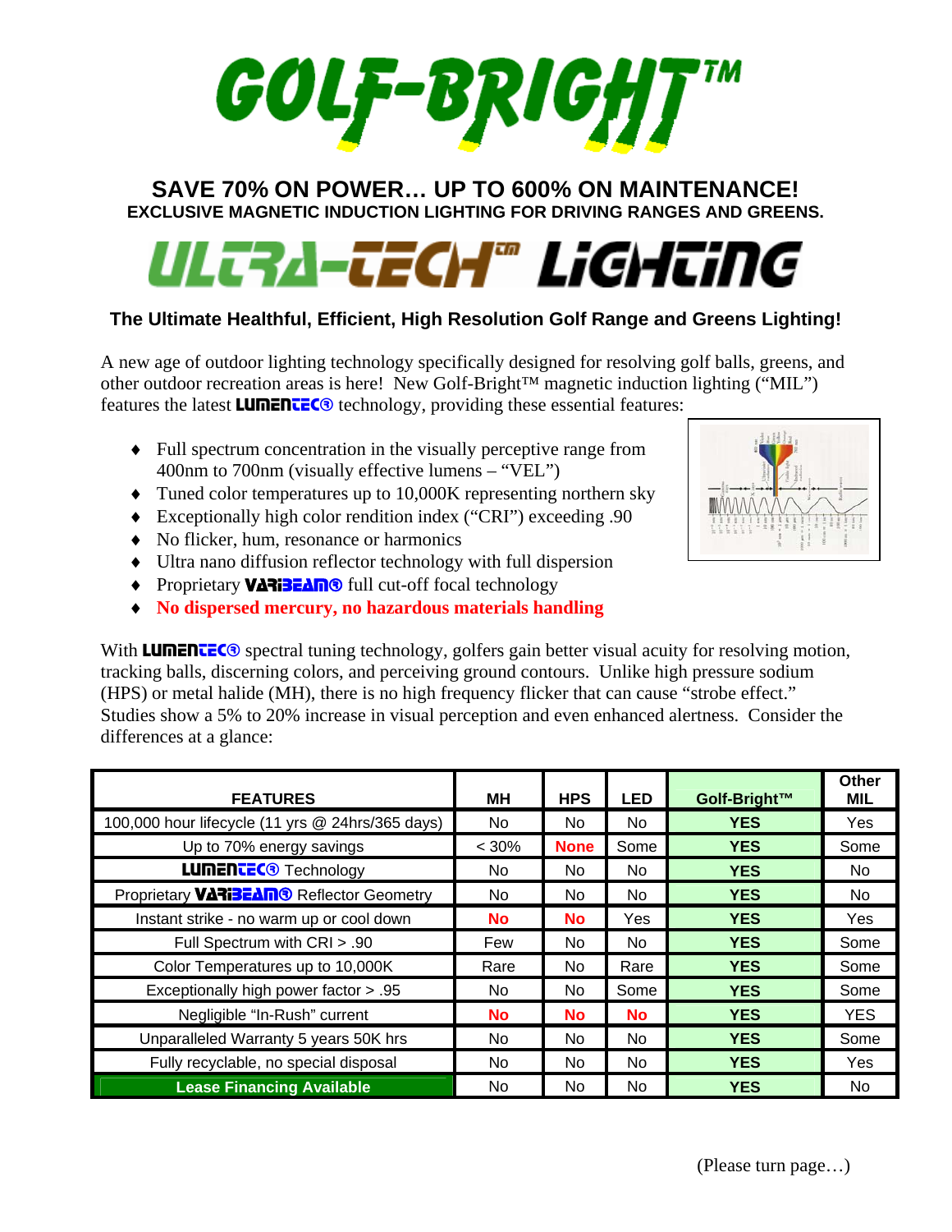# GOLF-BRIGHT™

## SAVE 70% ON POWER… UP TO 600% ON MAINTENANCE!

### EXCLUSIVE MAGNETIC INDUCTION LIGHTING FOR DRIVING RANGES AND GREENS.

# ULTRA-TECH™ LIGHTING

### The Ultimate Healthful, Efficient, High Resolution Golf Range and Greens Lighting!

A new age of outdoor lighting technology specifically designed for resolving golf balls, greens, and other outdoor recreation areas is here! New Golf-Bright™ magnetic induction lighting ("MIL") features the latest **LUMENTEC®** technology, providing these essential features:

- Full spectrum concentration in the visually perceptive range from 400nm to 700nm (visually effective lumens – "VEL")
- Tuned color temperatures up to 10,000K representing northern sky
- Exceptionally high color rendition index ("CRI") exceeding .90
- No flicker, hum, resonance or harmonics
- Ultra nano diffusion reflector technology with full dispersion
- Proprietary **VARIBEAM®** full cut-off focal technology
- **No dispersed mercury, no hazardous materials handling**

With **LUMENTEC®** spectral tuning technology, golfers gain better visual acuity for resolving motion, tracking balls, discerning colors, and perceiving ground contours. Unlike high pressure sodium (HPS) or metal halide (MH), there is no high frequency flicker that can cause "strobe effect." Studies show a 5% to 20% increase in visual perception and even enhanced alertness. Consider the differences at a glance:

| FEATURES | MH | HPS | LED | Golf-Bright™ | Other MIL |
|---|---|---|---|---|---|
| 100,000 hour lifecycle (11 yrs @ 24hrs/365 days) | No | No | No | **YES** | Yes |
| Up to 70% energy savings | < 30% | **None** | Some | **YES** | Some |
| **LUMENTEC®** Technology | No | No | No | **YES** | No |
| Proprietary **VARIBEAM®** Reflector Geometry | No | No | No | **YES** | No |
| Instant strike - no warm up or cool down | **No** | **No** | Yes | **YES** | Yes |
| Full Spectrum with CRI > .90 | Few | No | No | **YES** | Some |
| Color Temperatures up to 10,000K | Rare | No | Rare | **YES** | Some |
| Exceptionally high power factor > .95 | No | No | Some | **YES** | Some |
| Negligible "In-Rush" current | **No** | **No** | **No** | **YES** | YES |
| Unparalleled Warranty 5 years 50K hrs | No | No | No | **YES** | Some |
| Fully recyclable, no special disposal | No | No | No | **YES** | Yes |
| **Lease Financing Available** | No | No | No | **YES** | No |

(Please turn page…)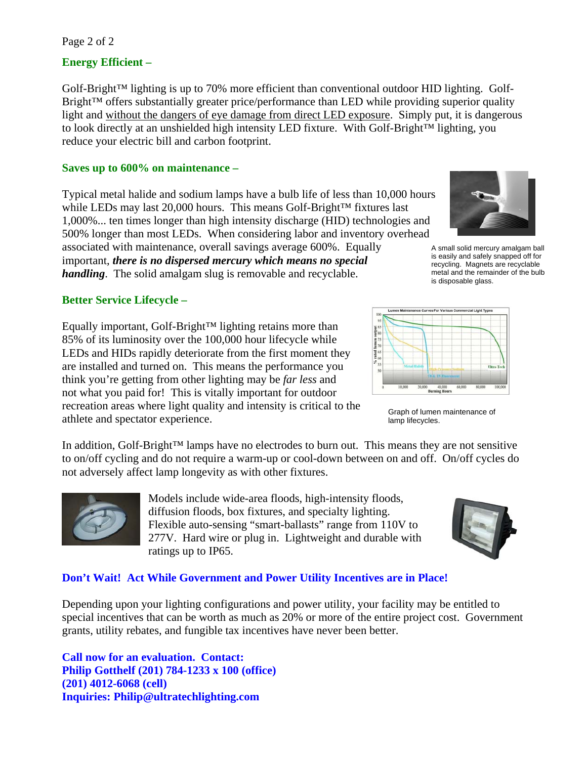## Energy Efficient –

Golf-Bright™ lighting is up to 70% more efficient than conventional outdoor HID lighting. Golf-Bright™ offers substantially greater price/performance than LED while providing superior quality light and without the dangers of eye damage from direct LED exposure. Simply put, it is dangerous to look directly at an unshielded high intensity LED fixture. With Golf-Bright™ lighting, you reduce your electric bill and carbon footprint.

## Saves up to 600% on maintenance –

Typical metal halide and sodium lamps have a bulb life of less than 10,000 hours while LEDs may last 20,000 hours. This means Golf-Bright™ fixtures last 1,000%... ten times longer than high intensity discharge (HID) technologies and 500% longer than most LEDs. When considering labor and inventory overhead associated with maintenance, overall savings average 600%. Equally important, ***there is no dispersed mercury which means no special handling***. The solid amalgam slug is removable and recyclable.

A small solid mercury amalgam ball is easily and safely snapped off for recycling. Magnets are recyclable metal and the remainder of the bulb is disposable glass.

## Better Service Lifecycle –

Equally important, Golf-Bright™ lighting retains more than 85% of its luminosity over the 100,000 hour lifecycle while LEDs and HIDs rapidly deteriorate from the first moment they are installed and turned on. This means the performance you think you're getting from other lighting may be *far less* and not what you paid for! This is vitally important for outdoor recreation areas where light quality and intensity is critical to the athlete and spectator experience.

Lumen Maintenance Curves For Various Commercial Light Types

% rated lumen output

100
95
85
80
75
70
65
60
55
50

Metal Halide
High Pressure Sodium
T8 & T5 Fluorescent
Ultra-Tech

0
10,000
20,000
40,000
60,000
80,000
100,000

Burning Hours

Graph of lumen maintenance of lamp lifecycles.

In addition, Golf-Bright™ lamps have no electrodes to burn out. This means they are not sensitive to on/off cycling and do not require a warm-up or cool-down between on and off. On/off cycles do not adversely affect lamp longevity as with other fixtures.

Models include wide-area floods, high-intensity floods, diffusion floods, box fixtures, and specialty lighting. Flexible auto-sensing "smart-ballasts" range from 110V to 277V. Hard wire or plug in. Lightweight and durable with ratings up to IP65.

## Don't Wait! Act While Government and Power Utility Incentives are in Place!

Depending upon your lighting configurations and power utility, your facility may be entitled to special incentives that can be worth as much as 20% or more of the entire project cost. Government grants, utility rebates, and fungible tax incentives have never been better.

**Call now for an evaluation. Contact:**
**Philip Gotthelf (201) 784-1233 x 100 (office)**
**(201) 4012-6068 (cell)**
**Inquiries: Philip@ultratechlighting.com**